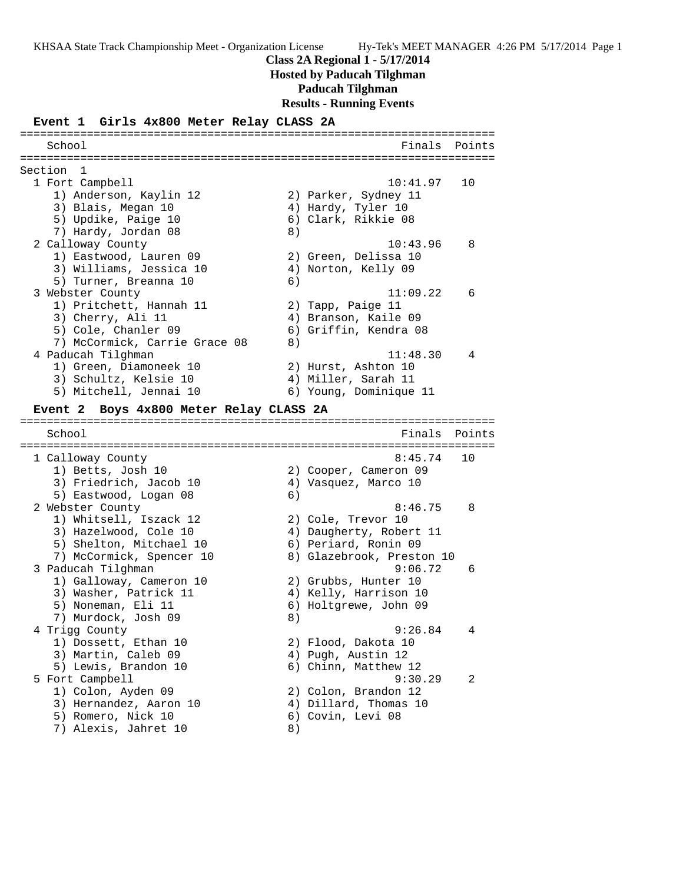# Class 2A Regional 1 - 5/17/2014

## Hosted by Paducah Tilghman

## Paducah Tilghman

## Results - Running Events

### Event 1 Girls 4x800 Meter Relay CLASS 2A

| School | Finals | Points |
|---|---|---|
| **Section 1** | | |
| 1 Fort Campbell | 10:41.97 | 10 |
| 1) Anderson, Kaylin 12; 2) Parker, Sydney 11; 3) Blais, Megan 10; 4) Hardy, Tyler 10; 5) Updike, Paige 10; 6) Clark, Rikkie 08; 7) Hardy, Jordan 08; 8) | | |
| 2 Calloway County | 10:43.96 | 8 |
| 1) Eastwood, Lauren 09; 2) Green, Delissa 10; 3) Williams, Jessica 10; 4) Norton, Kelly 09; 5) Turner, Breanna 10; 6) | | |
| 3 Webster County | 11:09.22 | 6 |
| 1) Pritchett, Hannah 11; 2) Tapp, Paige 11; 3) Cherry, Ali 11; 4) Branson, Kaile 09; 5) Cole, Chanler 09; 6) Griffin, Kendra 08; 7) McCormick, Carrie Grace 08; 8) | | |
| 4 Paducah Tilghman | 11:48.30 | 4 |
| 1) Green, Diamoneek 10; 2) Hurst, Ashton 10; 3) Schultz, Kelsie 10; 4) Miller, Sarah 11; 5) Mitchell, Jennai 10; 6) Young, Dominique 11 | | |

### Event 2 Boys 4x800 Meter Relay CLASS 2A

| School | Finals | Points |
|---|---|---|
| 1 Calloway County | 8:45.74 | 10 |
| 1) Betts, Josh 10; 2) Cooper, Cameron 09; 3) Friedrich, Jacob 10; 4) Vasquez, Marco 10; 5) Eastwood, Logan 08; 6) | | |
| 2 Webster County | 8:46.75 | 8 |
| 1) Whitsell, Iszack 12; 2) Cole, Trevor 10; 3) Hazelwood, Cole 10; 4) Daugherty, Robert 11; 5) Shelton, Mitchael 10; 6) Periard, Ronin 09; 7) McCormick, Spencer 10; 8) Glazebrook, Preston 10 | | |
| 3 Paducah Tilghman | 9:06.72 | 6 |
| 1) Galloway, Cameron 10; 2) Grubbs, Hunter 10; 3) Washer, Patrick 11; 4) Kelly, Harrison 10; 5) Noneman, Eli 11; 6) Holtgrewe, John 09; 7) Murdock, Josh 09; 8) | | |
| 4 Trigg County | 9:26.84 | 4 |
| 1) Dossett, Ethan 10; 2) Flood, Dakota 10; 3) Martin, Caleb 09; 4) Pugh, Austin 12; 5) Lewis, Brandon 10; 6) Chinn, Matthew 12 | | |
| 5 Fort Campbell | 9:30.29 | 2 |
| 1) Colon, Ayden 09; 2) Colon, Brandon 12; 3) Hernandez, Aaron 10; 4) Dillard, Thomas 10; 5) Romero, Nick 10; 6) Covin, Levi 08; 7) Alexis, Jahret 10; 8) | | |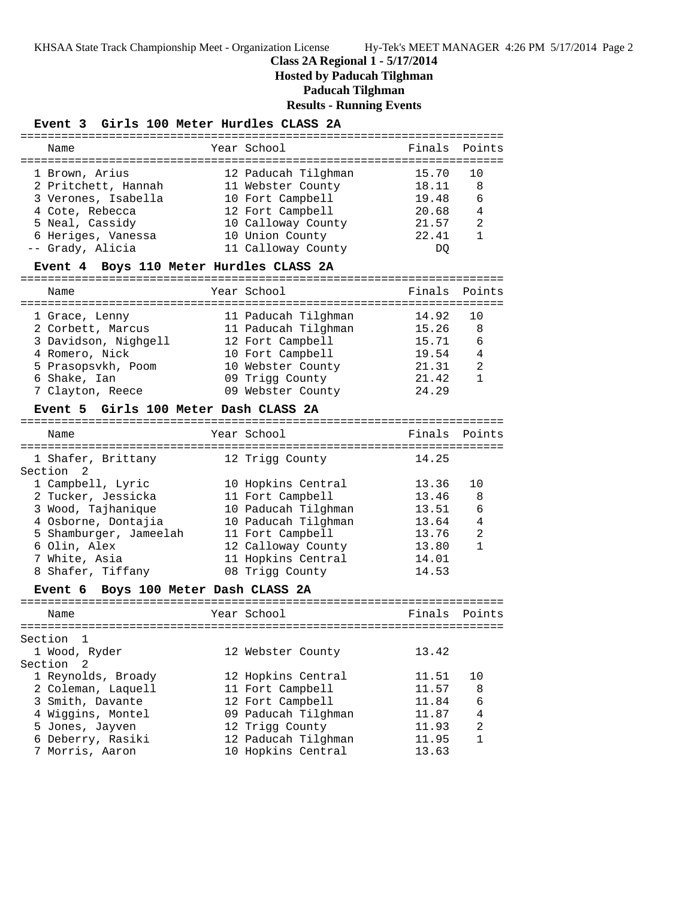# Class 2A Regional 1 - 5/17/2014

**Hosted by Paducah Tilghman**

**Paducah Tilghman**

**Results - Running Events**

### Event 3 Girls 100 Meter Hurdles CLASS 2A

| Place | Name | Year | School | Finals | Points |
|---|---|---|---|---|---|
| 1 | Brown, Arius | 12 | Paducah Tilghman | 15.70 | 10 |
| 2 | Pritchett, Hannah | 11 | Webster County | 18.11 | 8 |
| 3 | Verones, Isabella | 10 | Fort Campbell | 19.48 | 6 |
| 4 | Cote, Rebecca | 12 | Fort Campbell | 20.68 | 4 |
| 5 | Neal, Cassidy | 10 | Calloway County | 21.57 | 2 |
| 6 | Heriges, Vanessa | 10 | Union County | 22.41 | 1 |
| -- | Grady, Alicia | 11 | Calloway County | DQ | |

### Event 4 Boys 110 Meter Hurdles CLASS 2A

| Place | Name | Year | School | Finals | Points |
|---|---|---|---|---|---|
| 1 | Grace, Lenny | 11 | Paducah Tilghman | 14.92 | 10 |
| 2 | Corbett, Marcus | 11 | Paducah Tilghman | 15.26 | 8 |
| 3 | Davidson, Nighgell | 12 | Fort Campbell | 15.71 | 6 |
| 4 | Romero, Nick | 10 | Fort Campbell | 19.54 | 4 |
| 5 | Prasopsvkh, Poom | 10 | Webster County | 21.31 | 2 |
| 6 | Shake, Ian | 09 | Trigg County | 21.42 | 1 |
| 7 | Clayton, Reece | 09 | Webster County | 24.29 | |

### Event 5 Girls 100 Meter Dash CLASS 2A

| Place | Name | Year | School | Finals | Points |
|---|---|---|---|---|---|
| 1 | Shafer, Brittany | 12 | Trigg County | 14.25 | |
| **Section 2** | | | | | |
| 1 | Campbell, Lyric | 10 | Hopkins Central | 13.36 | 10 |
| 2 | Tucker, Jessicka | 11 | Fort Campbell | 13.46 | 8 |
| 3 | Wood, Tajhanique | 10 | Paducah Tilghman | 13.51 | 6 |
| 4 | Osborne, Dontajia | 10 | Paducah Tilghman | 13.64 | 4 |
| 5 | Shamburger, Jameelah | 11 | Fort Campbell | 13.76 | 2 |
| 6 | Olin, Alex | 12 | Calloway County | 13.80 | 1 |
| 7 | White, Asia | 11 | Hopkins Central | 14.01 | |
| 8 | Shafer, Tiffany | 08 | Trigg County | 14.53 | |

### Event 6 Boys 100 Meter Dash CLASS 2A

| Place | Name | Year | School | Finals | Points |
|---|---|---|---|---|---|
| **Section 1** | | | | | |
| 1 | Wood, Ryder | 12 | Webster County | 13.42 | |
| **Section 2** | | | | | |
| 1 | Reynolds, Broady | 12 | Hopkins Central | 11.51 | 10 |
| 2 | Coleman, Laquell | 11 | Fort Campbell | 11.57 | 8 |
| 3 | Smith, Davante | 12 | Fort Campbell | 11.84 | 6 |
| 4 | Wiggins, Montel | 09 | Paducah Tilghman | 11.87 | 4 |
| 5 | Jones, Jayven | 12 | Trigg County | 11.93 | 2 |
| 6 | Deberry, Rasiki | 12 | Paducah Tilghman | 11.95 | 1 |
| 7 | Morris, Aaron | 10 | Hopkins Central | 13.63 | |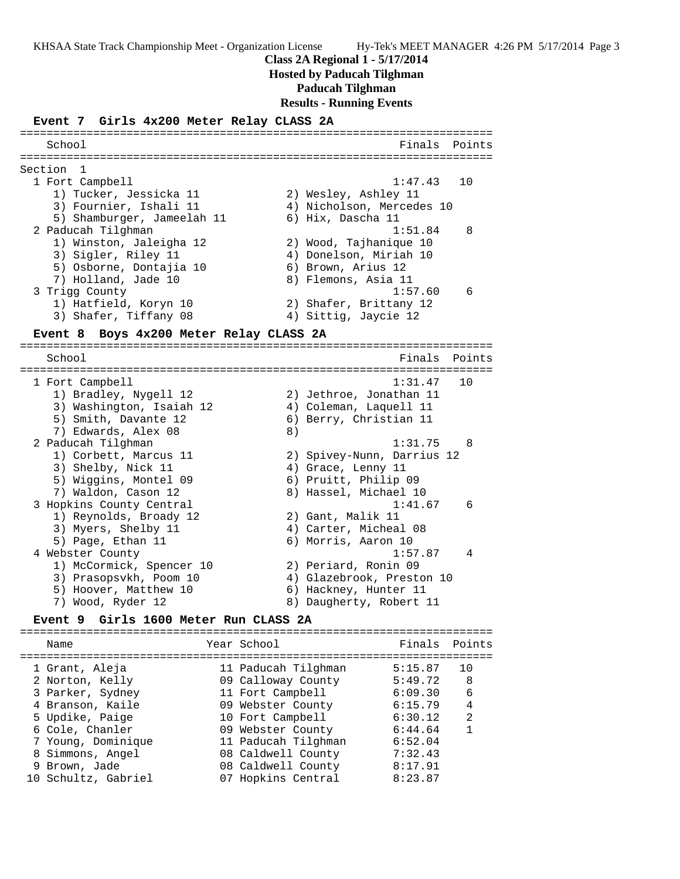# Class 2A Regional 1 - 5/17/2014

**Hosted by Paducah Tilghman**

**Paducah Tilghman**

**Results - Running Events**

### Event 7 Girls 4x200 Meter Relay CLASS 2A

Section 1

| Place | School | Finals | Points |
|---|---|---|---|
| 1 | Fort Campbell | 1:47.43 | 10 |
| | 1) Tucker, Jessicka 11; 2) Wesley, Ashley 11; 3) Fournier, Ishali 11; 4) Nicholson, Mercedes 10; 5) Shamburger, Jameelah 11; 6) Hix, Dascha 11 | | |
| 2 | Paducah Tilghman | 1:51.84 | 8 |
| | 1) Winston, Jaleigha 12; 2) Wood, Tajhanique 10; 3) Sigler, Riley 11; 4) Donelson, Miriah 10; 5) Osborne, Dontajia 10; 6) Brown, Arius 12; 7) Holland, Jade 10; 8) Flemons, Asia 11 | | |
| 3 | Trigg County | 1:57.60 | 6 |
| | 1) Hatfield, Koryn 10; 2) Shafer, Brittany 12; 3) Shafer, Tiffany 08; 4) Sittig, Jaycie 12 | | |

### Event 8 Boys 4x200 Meter Relay CLASS 2A

| Place | School | Finals | Points |
|---|---|---|---|
| 1 | Fort Campbell | 1:31.47 | 10 |
| | 1) Bradley, Nygell 12; 2) Jethroe, Jonathan 11; 3) Washington, Isaiah 12; 4) Coleman, Laquell 11; 5) Smith, Davante 12; 6) Berry, Christian 11; 7) Edwards, Alex 08; 8) | | |
| 2 | Paducah Tilghman | 1:31.75 | 8 |
| | 1) Corbett, Marcus 11; 2) Spivey-Nunn, Darrius 12; 3) Shelby, Nick 11; 4) Grace, Lenny 11; 5) Wiggins, Montel 09; 6) Pruitt, Philip 09; 7) Waldon, Cason 12; 8) Hassel, Michael 10 | | |
| 3 | Hopkins County Central | 1:41.67 | 6 |
| | 1) Reynolds, Broady 12; 2) Gant, Malik 11; 3) Myers, Shelby 11; 4) Carter, Micheal 08; 5) Page, Ethan 11; 6) Morris, Aaron 10 | | |
| 4 | Webster County | 1:57.87 | 4 |
| | 1) McCormick, Spencer 10; 2) Periard, Ronin 09; 3) Prasopsvkh, Poom 10; 4) Glazebrook, Preston 10; 5) Hoover, Matthew 10; 6) Hackney, Hunter 11; 7) Wood, Ryder 12; 8) Daugherty, Robert 11 | | |

### Event 9 Girls 1600 Meter Run CLASS 2A

| Place | Name | Year | School | Finals | Points |
|---|---|---|---|---|---|
| 1 | Grant, Aleja | 11 | Paducah Tilghman | 5:15.87 | 10 |
| 2 | Norton, Kelly | 09 | Calloway County | 5:49.72 | 8 |
| 3 | Parker, Sydney | 11 | Fort Campbell | 6:09.30 | 6 |
| 4 | Branson, Kaile | 09 | Webster County | 6:15.79 | 4 |
| 5 | Updike, Paige | 10 | Fort Campbell | 6:30.12 | 2 |
| 6 | Cole, Chanler | 09 | Webster County | 6:44.64 | 1 |
| 7 | Young, Dominique | 11 | Paducah Tilghman | 6:52.04 | |
| 8 | Simmons, Angel | 08 | Caldwell County | 7:32.43 | |
| 9 | Brown, Jade | 08 | Caldwell County | 8:17.91 | |
| 10 | Schultz, Gabriel | 07 | Hopkins Central | 8:23.87 | |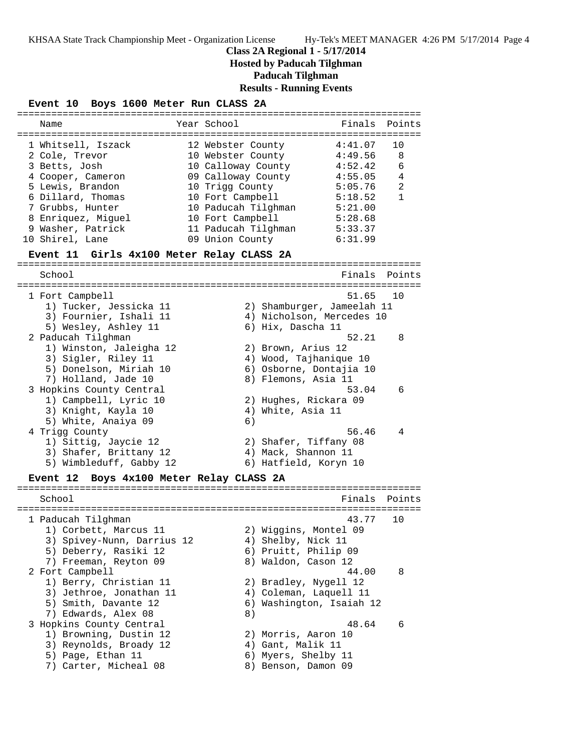# Class 2A Regional 1 - 5/17/2014

## Hosted by Paducah Tilghman

## Paducah Tilghman

## Results - Running Events

### Event 10 Boys 1600 Meter Run CLASS 2A

| | Name | Year | School | Finals | Points |
|---|---|---|---|---|---|
| 1 | Whitsell, Iszack | 12 | Webster County | 4:41.07 | 10 |
| 2 | Cole, Trevor | 10 | Webster County | 4:49.56 | 8 |
| 3 | Betts, Josh | 10 | Calloway County | 4:52.42 | 6 |
| 4 | Cooper, Cameron | 09 | Calloway County | 4:55.05 | 4 |
| 5 | Lewis, Brandon | 10 | Trigg County | 5:05.76 | 2 |
| 6 | Dillard, Thomas | 10 | Fort Campbell | 5:18.52 | 1 |
| 7 | Grubbs, Hunter | 10 | Paducah Tilghman | 5:21.00 | |
| 8 | Enriquez, Miguel | 10 | Fort Campbell | 5:28.68 | |
| 9 | Washer, Patrick | 11 | Paducah Tilghman | 5:33.37 | |
| 10 | Shirel, Lane | 09 | Union County | 6:31.99 | |

### Event 11 Girls 4x100 Meter Relay CLASS 2A

| | School | Finals | Points |
|---|---|---|---|
| 1 | Fort Campbell | 51.65 | 10 |
| | 1) Tucker, Jessicka 11; 2) Shamburger, Jameelah 11; 3) Fournier, Ishali 11; 4) Nicholson, Mercedes 10; 5) Wesley, Ashley 11; 6) Hix, Dascha 11 | | |
| 2 | Paducah Tilghman | 52.21 | 8 |
| | 1) Winston, Jaleigha 12; 2) Brown, Arius 12; 3) Sigler, Riley 11; 4) Wood, Tajhanique 10; 5) Donelson, Miriah 10; 6) Osborne, Dontajia 10; 7) Holland, Jade 10; 8) Flemons, Asia 11 | | |
| 3 | Hopkins County Central | 53.04 | 6 |
| | 1) Campbell, Lyric 10; 2) Hughes, Rickara 09; 3) Knight, Kayla 10; 4) White, Asia 11; 5) White, Anaiya 09; 6) | | |
| 4 | Trigg County | 56.46 | 4 |
| | 1) Sittig, Jaycie 12; 2) Shafer, Tiffany 08; 3) Shafer, Brittany 12; 4) Mack, Shannon 11; 5) Wimbleduff, Gabby 12; 6) Hatfield, Koryn 10 | | |

### Event 12 Boys 4x100 Meter Relay CLASS 2A

| | School | Finals | Points |
|---|---|---|---|
| 1 | Paducah Tilghman | 43.77 | 10 |
| | 1) Corbett, Marcus 11; 2) Wiggins, Montel 09; 3) Spivey-Nunn, Darrius 12; 4) Shelby, Nick 11; 5) Deberry, Rasiki 12; 6) Pruitt, Philip 09; 7) Freeman, Reyton 09; 8) Waldon, Cason 12 | | |
| 2 | Fort Campbell | 44.00 | 8 |
| | 1) Berry, Christian 11; 2) Bradley, Nygell 12; 3) Jethroe, Jonathan 11; 4) Coleman, Laquell 11; 5) Smith, Davante 12; 6) Washington, Isaiah 12; 7) Edwards, Alex 08; 8) | | |
| 3 | Hopkins County Central | 48.64 | 6 |
| | 1) Browning, Dustin 12; 2) Morris, Aaron 10; 3) Reynolds, Broady 12; 4) Gant, Malik 11; 5) Page, Ethan 11; 6) Myers, Shelby 11; 7) Carter, Micheal 08; 8) Benson, Damon 09 | | |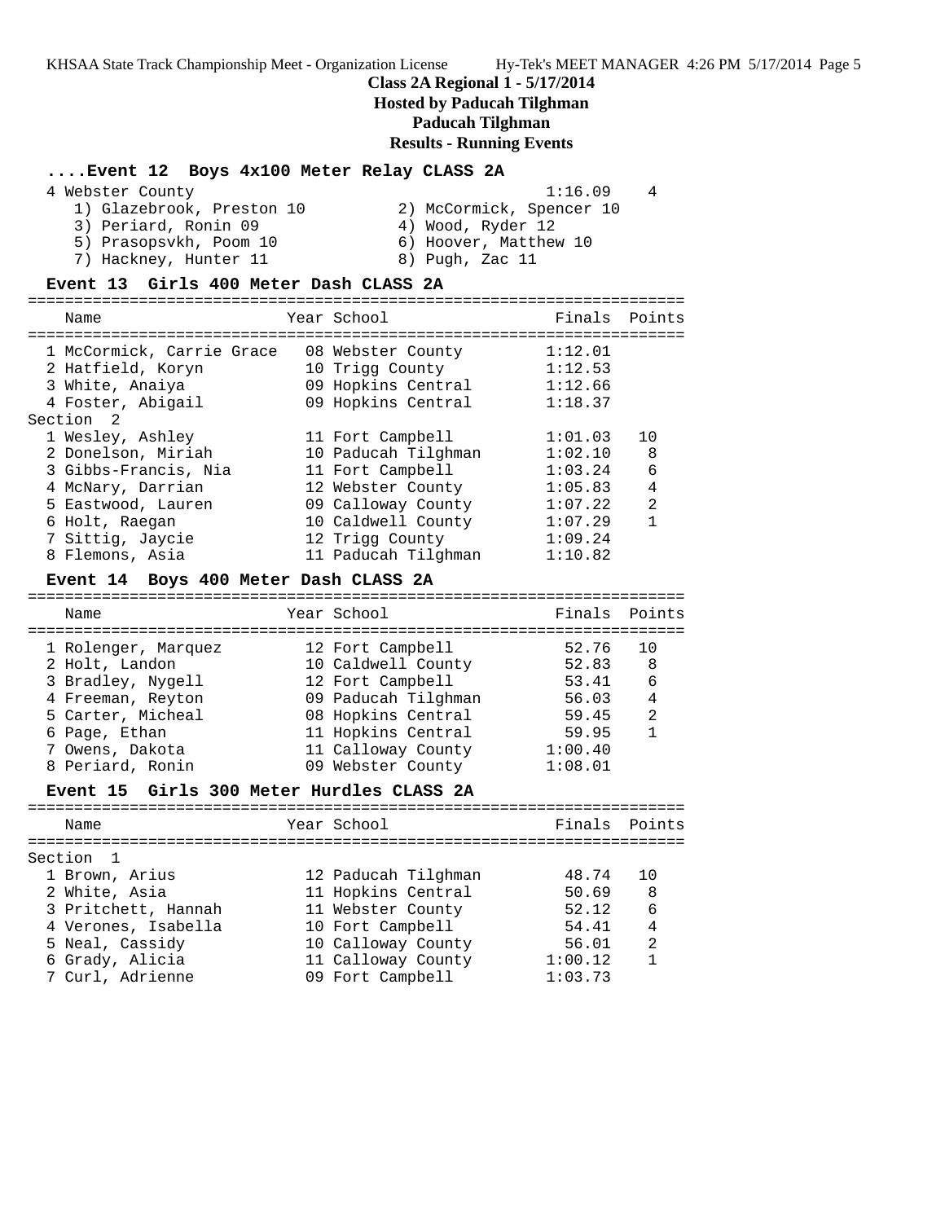# Class 2A Regional 1 - 5/17/2014

**Hosted by Paducah Tilghman**

**Paducah Tilghman**

**Results - Running Events**

## ....Event 12 Boys 4x100 Meter Relay CLASS 2A

| | School | Finals | Points |
|---|---|---|---|
| 4 | Webster County | 1:16.09 | 4 |

1) Glazebrook, Preston 10 2) McCormick, Spencer 10
3) Periard, Ronin 09 4) Wood, Ryder 12
5) Prasopsvkh, Poom 10 6) Hoover, Matthew 10
7) Hackney, Hunter 11 8) Pugh, Zac 11

## Event 13 Girls 400 Meter Dash CLASS 2A

| | Name | Year | School | Finals | Points |
|---|---|---|---|---|---|
| 1 | McCormick, Carrie Grace | 08 | Webster County | 1:12.01 | |
| 2 | Hatfield, Koryn | 10 | Trigg County | 1:12.53 | |
| 3 | White, Anaiya | 09 | Hopkins Central | 1:12.66 | |
| 4 | Foster, Abigail | 09 | Hopkins Central | 1:18.37 | |
| **Section 2** | | | | | |
| 1 | Wesley, Ashley | 11 | Fort Campbell | 1:01.03 | 10 |
| 2 | Donelson, Miriah | 10 | Paducah Tilghman | 1:02.10 | 8 |
| 3 | Gibbs-Francis, Nia | 11 | Fort Campbell | 1:03.24 | 6 |
| 4 | McNary, Darrian | 12 | Webster County | 1:05.83 | 4 |
| 5 | Eastwood, Lauren | 09 | Calloway County | 1:07.22 | 2 |
| 6 | Holt, Raegan | 10 | Caldwell County | 1:07.29 | 1 |
| 7 | Sittig, Jaycie | 12 | Trigg County | 1:09.24 | |
| 8 | Flemons, Asia | 11 | Paducah Tilghman | 1:10.82 | |

## Event 14 Boys 400 Meter Dash CLASS 2A

| | Name | Year | School | Finals | Points |
|---|---|---|---|---|---|
| 1 | Rolenger, Marquez | 12 | Fort Campbell | 52.76 | 10 |
| 2 | Holt, Landon | 10 | Caldwell County | 52.83 | 8 |
| 3 | Bradley, Nygell | 12 | Fort Campbell | 53.41 | 6 |
| 4 | Freeman, Reyton | 09 | Paducah Tilghman | 56.03 | 4 |
| 5 | Carter, Micheal | 08 | Hopkins Central | 59.45 | 2 |
| 6 | Page, Ethan | 11 | Hopkins Central | 59.95 | 1 |
| 7 | Owens, Dakota | 11 | Calloway County | 1:00.40 | |
| 8 | Periard, Ronin | 09 | Webster County | 1:08.01 | |

## Event 15 Girls 300 Meter Hurdles CLASS 2A

| | Name | Year | School | Finals | Points |
|---|---|---|---|---|---|
| **Section 1** | | | | | |
| 1 | Brown, Arius | 12 | Paducah Tilghman | 48.74 | 10 |
| 2 | White, Asia | 11 | Hopkins Central | 50.69 | 8 |
| 3 | Pritchett, Hannah | 11 | Webster County | 52.12 | 6 |
| 4 | Verones, Isabella | 10 | Fort Campbell | 54.41 | 4 |
| 5 | Neal, Cassidy | 10 | Calloway County | 56.01 | 2 |
| 6 | Grady, Alicia | 11 | Calloway County | 1:00.12 | 1 |
| 7 | Curl, Adrienne | 09 | Fort Campbell | 1:03.73 | |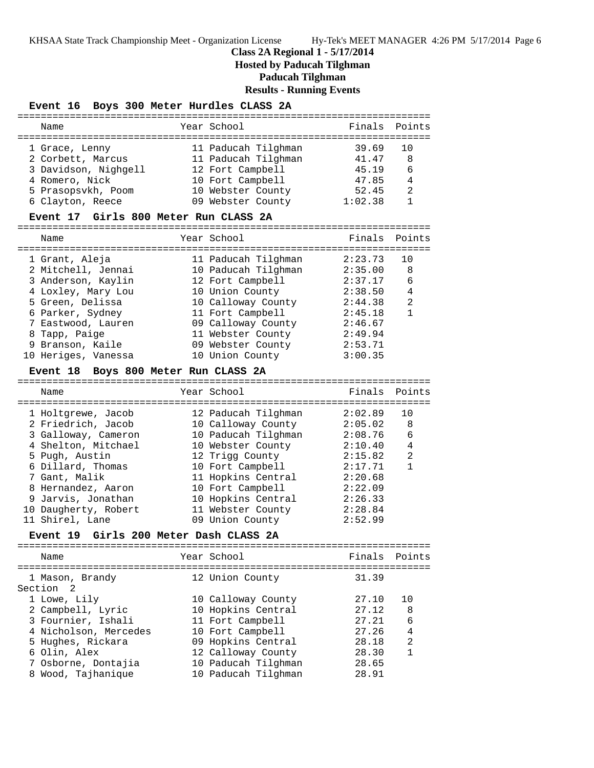# Class 2A Regional 1 - 5/17/2014

**Hosted by Paducah Tilghman**

**Paducah Tilghman**

**Results - Running Events**

## Event 16 Boys 300 Meter Hurdles CLASS 2A

| Name | Year | School | Finals | Points |
|---|---|---|---|---|
| 1 Grace, Lenny | 11 | Paducah Tilghman | 39.69 | 10 |
| 2 Corbett, Marcus | 11 | Paducah Tilghman | 41.47 | 8 |
| 3 Davidson, Nighgell | 12 | Fort Campbell | 45.19 | 6 |
| 4 Romero, Nick | 10 | Fort Campbell | 47.85 | 4 |
| 5 Prasopsvkh, Poom | 10 | Webster County | 52.45 | 2 |
| 6 Clayton, Reece | 09 | Webster County | 1:02.38 | 1 |

## Event 17 Girls 800 Meter Run CLASS 2A

| Name | Year | School | Finals | Points |
|---|---|---|---|---|
| 1 Grant, Aleja | 11 | Paducah Tilghman | 2:23.73 | 10 |
| 2 Mitchell, Jennai | 10 | Paducah Tilghman | 2:35.00 | 8 |
| 3 Anderson, Kaylin | 12 | Fort Campbell | 2:37.17 | 6 |
| 4 Loxley, Mary Lou | 10 | Union County | 2:38.50 | 4 |
| 5 Green, Delissa | 10 | Calloway County | 2:44.38 | 2 |
| 6 Parker, Sydney | 11 | Fort Campbell | 2:45.18 | 1 |
| 7 Eastwood, Lauren | 09 | Calloway County | 2:46.67 | |
| 8 Tapp, Paige | 11 | Webster County | 2:49.94 | |
| 9 Branson, Kaile | 09 | Webster County | 2:53.71 | |
| 10 Heriges, Vanessa | 10 | Union County | 3:00.35 | |

## Event 18 Boys 800 Meter Run CLASS 2A

| Name | Year | School | Finals | Points |
|---|---|---|---|---|
| 1 Holtgrewe, Jacob | 12 | Paducah Tilghman | 2:02.89 | 10 |
| 2 Friedrich, Jacob | 10 | Calloway County | 2:05.02 | 8 |
| 3 Galloway, Cameron | 10 | Paducah Tilghman | 2:08.76 | 6 |
| 4 Shelton, Mitchael | 10 | Webster County | 2:10.40 | 4 |
| 5 Pugh, Austin | 12 | Trigg County | 2:15.82 | 2 |
| 6 Dillard, Thomas | 10 | Fort Campbell | 2:17.71 | 1 |
| 7 Gant, Malik | 11 | Hopkins Central | 2:20.68 | |
| 8 Hernandez, Aaron | 10 | Fort Campbell | 2:22.09 | |
| 9 Jarvis, Jonathan | 10 | Hopkins Central | 2:26.33 | |
| 10 Daugherty, Robert | 11 | Webster County | 2:28.84 | |
| 11 Shirel, Lane | 09 | Union County | 2:52.99 | |

## Event 19 Girls 200 Meter Dash CLASS 2A

| Name | Year | School | Finals | Points |
|---|---|---|---|---|
| 1 Mason, Brandy | 12 | Union County | 31.39 | |
| Section 2 | | | | |
| 1 Lowe, Lily | 10 | Calloway County | 27.10 | 10 |
| 2 Campbell, Lyric | 10 | Hopkins Central | 27.12 | 8 |
| 3 Fournier, Ishali | 11 | Fort Campbell | 27.21 | 6 |
| 4 Nicholson, Mercedes | 10 | Fort Campbell | 27.26 | 4 |
| 5 Hughes, Rickara | 09 | Hopkins Central | 28.18 | 2 |
| 6 Olin, Alex | 12 | Calloway County | 28.30 | 1 |
| 7 Osborne, Dontajia | 10 | Paducah Tilghman | 28.65 | |
| 8 Wood, Tajhanique | 10 | Paducah Tilghman | 28.91 | |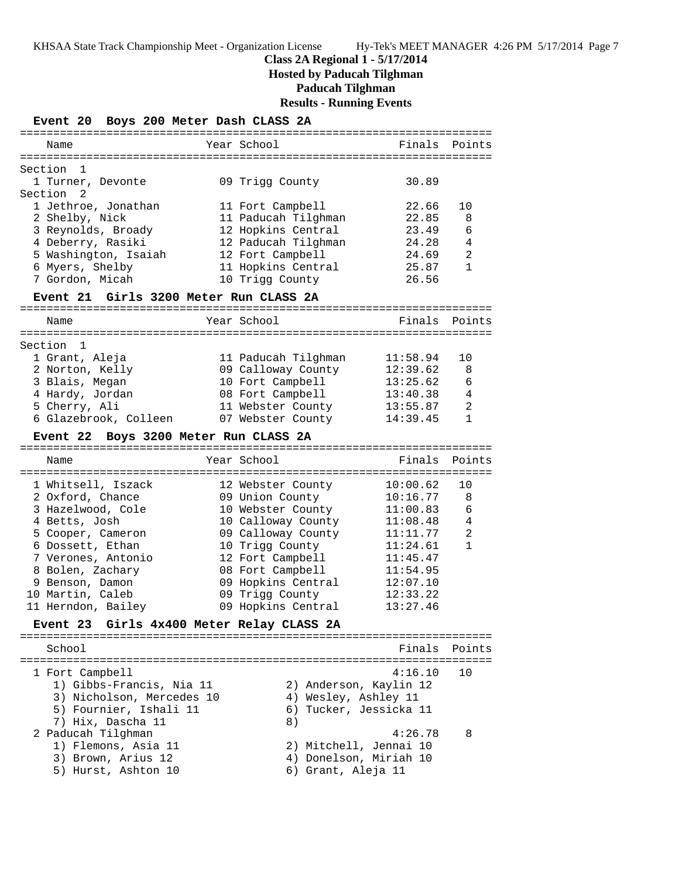## Class 2A Regional 1 - 5/17/2014

### Hosted by Paducah Tilghman

### Paducah Tilghman

### Results - Running Events

**Event 20 Boys 200 Meter Dash CLASS 2A**

| Place | Name | Year | School | Finals | Points |
|---|---|---|---|---|---|
| **Section 1** | | | | | |
| 1 | Turner, Devonte | 09 | Trigg County | 30.89 | |
| **Section 2** | | | | | |
| 1 | Jethroe, Jonathan | 11 | Fort Campbell | 22.66 | 10 |
| 2 | Shelby, Nick | 11 | Paducah Tilghman | 22.85 | 8 |
| 3 | Reynolds, Broady | 12 | Hopkins Central | 23.49 | 6 |
| 4 | Deberry, Rasiki | 12 | Paducah Tilghman | 24.28 | 4 |
| 5 | Washington, Isaiah | 12 | Fort Campbell | 24.69 | 2 |
| 6 | Myers, Shelby | 11 | Hopkins Central | 25.87 | 1 |
| 7 | Gordon, Micah | 10 | Trigg County | 26.56 | |

**Event 21 Girls 3200 Meter Run CLASS 2A**

| Place | Name | Year | School | Finals | Points |
|---|---|---|---|---|---|
| **Section 1** | | | | | |
| 1 | Grant, Aleja | 11 | Paducah Tilghman | 11:58.94 | 10 |
| 2 | Norton, Kelly | 09 | Calloway County | 12:39.62 | 8 |
| 3 | Blais, Megan | 10 | Fort Campbell | 13:25.62 | 6 |
| 4 | Hardy, Jordan | 08 | Fort Campbell | 13:40.38 | 4 |
| 5 | Cherry, Ali | 11 | Webster County | 13:55.87 | 2 |
| 6 | Glazebrook, Colleen | 07 | Webster County | 14:39.45 | 1 |

**Event 22 Boys 3200 Meter Run CLASS 2A**

| Place | Name | Year | School | Finals | Points |
|---|---|---|---|---|---|
| 1 | Whitsell, Iszack | 12 | Webster County | 10:00.62 | 10 |
| 2 | Oxford, Chance | 09 | Union County | 10:16.77 | 8 |
| 3 | Hazelwood, Cole | 10 | Webster County | 11:00.83 | 6 |
| 4 | Betts, Josh | 10 | Calloway County | 11:08.48 | 4 |
| 5 | Cooper, Cameron | 09 | Calloway County | 11:11.77 | 2 |
| 6 | Dossett, Ethan | 10 | Trigg County | 11:24.61 | 1 |
| 7 | Verones, Antonio | 12 | Fort Campbell | 11:45.47 | |
| 8 | Bolen, Zachary | 08 | Fort Campbell | 11:54.95 | |
| 9 | Benson, Damon | 09 | Hopkins Central | 12:07.10 | |
| 10 | Martin, Caleb | 09 | Trigg County | 12:33.22 | |
| 11 | Herndon, Bailey | 09 | Hopkins Central | 13:27.46 | |

**Event 23 Girls 4x400 Meter Relay CLASS 2A**

| Place | School | Finals | Points |
|---|---|---|---|
| 1 | Fort Campbell | 4:16.10 | 10 |
| 2 | Paducah Tilghman | 4:26.78 | 8 |

1 Fort Campbell
1) Gibbs-Francis, Nia 11; 2) Anderson, Kaylin 12; 3) Nicholson, Mercedes 10; 4) Wesley, Ashley 11; 5) Fournier, Ishali 11; 6) Tucker, Jessicka 11; 7) Hix, Dascha 11; 8)

2 Paducah Tilghman
1) Flemons, Asia 11; 2) Mitchell, Jennai 10; 3) Brown, Arius 12; 4) Donelson, Miriah 10; 5) Hurst, Ashton 10; 6) Grant, Aleja 11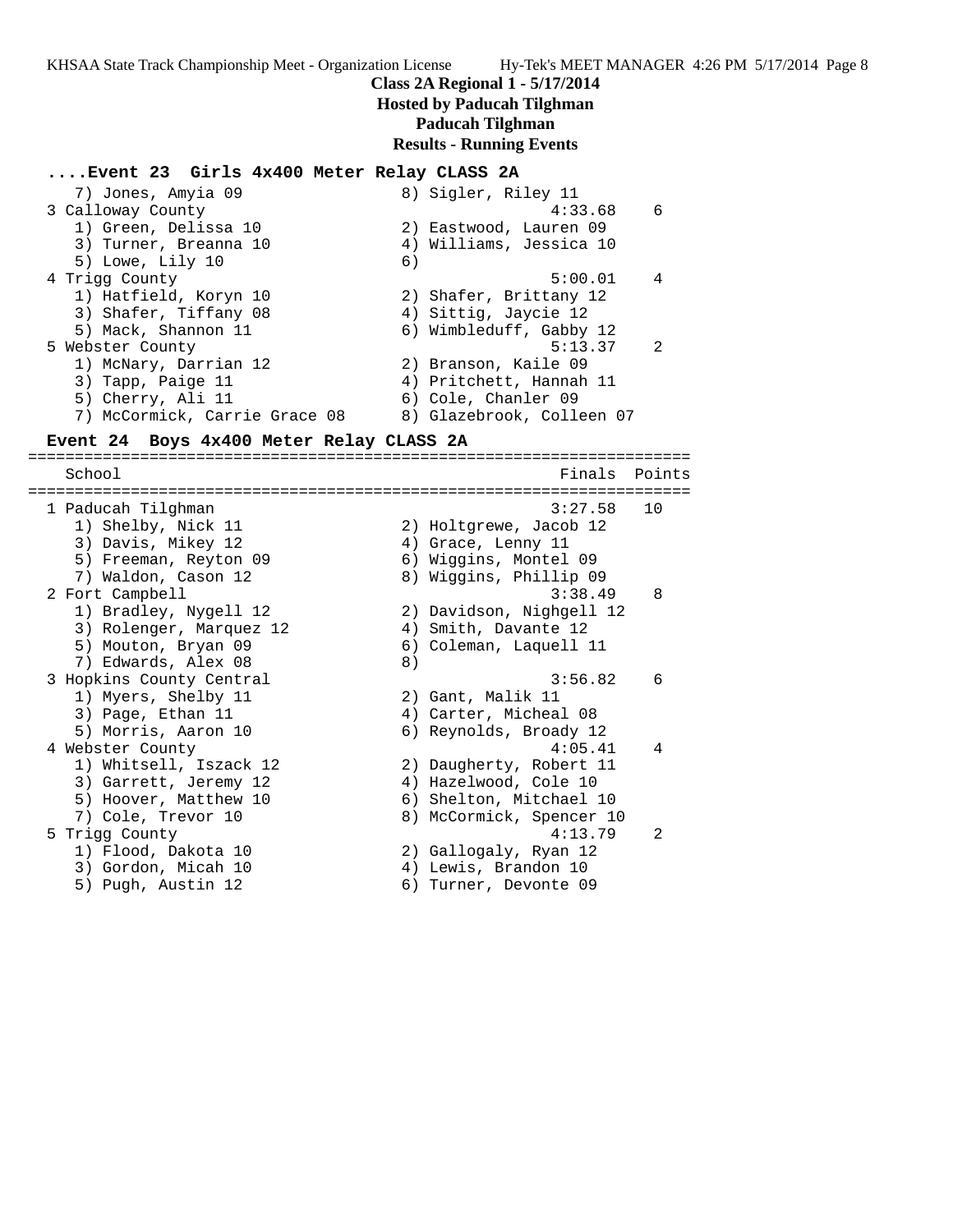## Class 2A Regional 1 - 5/17/2014

**Hosted by Paducah Tilghman**

**Paducah Tilghman**

**Results - Running Events**

### ....Event 23 Girls 4x400 Meter Relay CLASS 2A

```
   7) Jones, Amyia 09                 8) Sigler, Riley 11
 3 Calloway County                                 4:33.68    6
   1) Green, Delissa 10               2) Eastwood, Lauren 09
   3) Turner, Breanna 10              4) Williams, Jessica 10
   5) Lowe, Lily 10                   6)
 4 Trigg County                                    5:00.01    4
   1) Hatfield, Koryn 10              2) Shafer, Brittany 12
   3) Shafer, Tiffany 08              4) Sittig, Jaycie 12
   5) Mack, Shannon 11                6) Wimbleduff, Gabby 12
 5 Webster County                                  5:13.37    2
   1) McNary, Darrian 12              2) Branson, Kaile 09
   3) Tapp, Paige 11                  4) Pritchett, Hannah 11
   5) Cherry, Ali 11                  6) Cole, Chanler 09
   7) McCormick, Carrie Grace 08      8) Glazebrook, Colleen 07
```

### Event 24 Boys 4x400 Meter Relay CLASS 2A

```
===================================================================
    School                                         Finals  Points
===================================================================
 1 Paducah Tilghman                                3:27.58   10
   1) Shelby, Nick 11                 2) Holtgrewe, Jacob 12
   3) Davis, Mikey 12                 4) Grace, Lenny 11
   5) Freeman, Reyton 09              6) Wiggins, Montel 09
   7) Waldon, Cason 12                8) Wiggins, Phillip 09
 2 Fort Campbell                                   3:38.49    8
   1) Bradley, Nygell 12              2) Davidson, Nighgell 12
   3) Rolenger, Marquez 12            4) Smith, Davante 12
   5) Mouton, Bryan 09                6) Coleman, Laquell 11
   7) Edwards, Alex 08                8)
 3 Hopkins County Central                          3:56.82    6
   1) Myers, Shelby 11                2) Gant, Malik 11
   3) Page, Ethan 11                  4) Carter, Micheal 08
   5) Morris, Aaron 10                6) Reynolds, Broady 12
 4 Webster County                                  4:05.41    4
   1) Whitsell, Iszack 12             2) Daugherty, Robert 11
   3) Garrett, Jeremy 12              4) Hazelwood, Cole 10
   5) Hoover, Matthew 10              6) Shelton, Mitchael 10
   7) Cole, Trevor 10                 8) McCormick, Spencer 10
 5 Trigg County                                    4:13.79    2
   1) Flood, Dakota 10                2) Gallogaly, Ryan 12
   3) Gordon, Micah 10                4) Lewis, Brandon 10
   5) Pugh, Austin 12                 6) Turner, Devonte 09
```